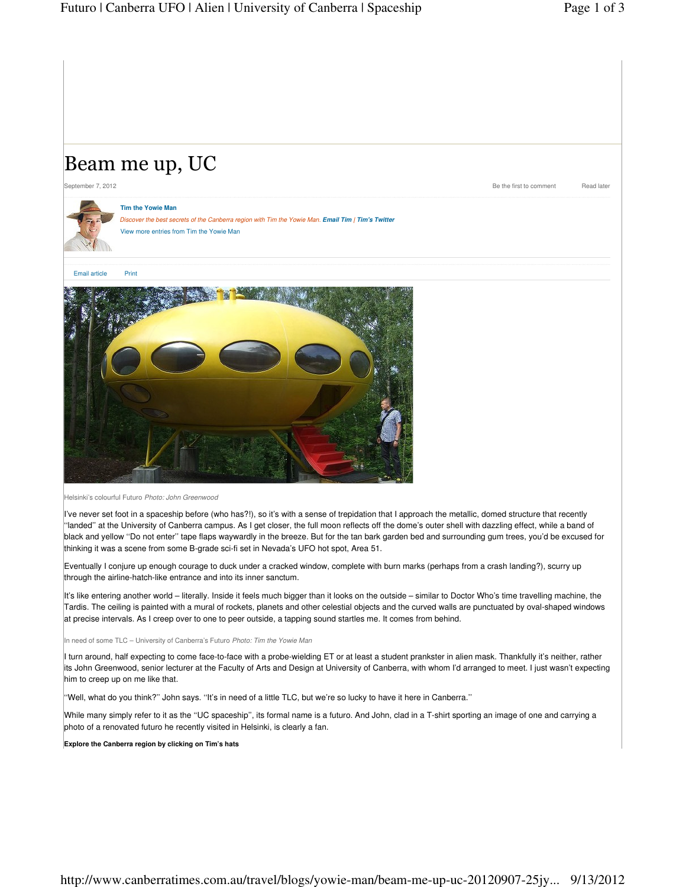# Beam me up, UC

September 7, 2012

Be the first to comment

Read later

**Tim the Yowie Man**

*Discover the best secrets of the Canberra region with Tim the Yowie Man.* ***Email Tim*** *|* ***Tim's Twitter***

View more entries from Tim the Yowie Man

Email article Print

Helsinki's colourful Futuro *Photo: John Greenwood*

I've never set foot in a spaceship before (who has?!), so it's with a sense of trepidation that I approach the metallic, domed structure that recently ''landed'' at the University of Canberra campus. As I get closer, the full moon reflects off the dome's outer shell with dazzling effect, while a band of black and yellow ''Do not enter'' tape flaps waywardly in the breeze. But for the tan bark garden bed and surrounding gum trees, you'd be excused for thinking it was a scene from some B-grade sci-fi set in Nevada's UFO hot spot, Area 51.

Eventually I conjure up enough courage to duck under a cracked window, complete with burn marks (perhaps from a crash landing?), scurry up through the airline-hatch-like entrance and into its inner sanctum.

It's like entering another world – literally. Inside it feels much bigger than it looks on the outside – similar to Doctor Who's time travelling machine, the Tardis. The ceiling is painted with a mural of rockets, planets and other celestial objects and the curved walls are punctuated by oval-shaped windows at precise intervals. As I creep over to one to peer outside, a tapping sound startles me. It comes from behind.

In need of some TLC – University of Canberra's Futuro *Photo: Tim the Yowie Man*

I turn around, half expecting to come face-to-face with a probe-wielding ET or at least a student prankster in alien mask. Thankfully it's neither, rather its John Greenwood, senior lecturer at the Faculty of Arts and Design at University of Canberra, with whom I'd arranged to meet. I just wasn't expecting him to creep up on me like that.

''Well, what do you think?'' John says. ''It's in need of a little TLC, but we're so lucky to have it here in Canberra.''

While many simply refer to it as the ''UC spaceship'', its formal name is a futuro. And John, clad in a T-shirt sporting an image of one and carrying a photo of a renovated futuro he recently visited in Helsinki, is clearly a fan.

**Explore the Canberra region by clicking on Tim's hats**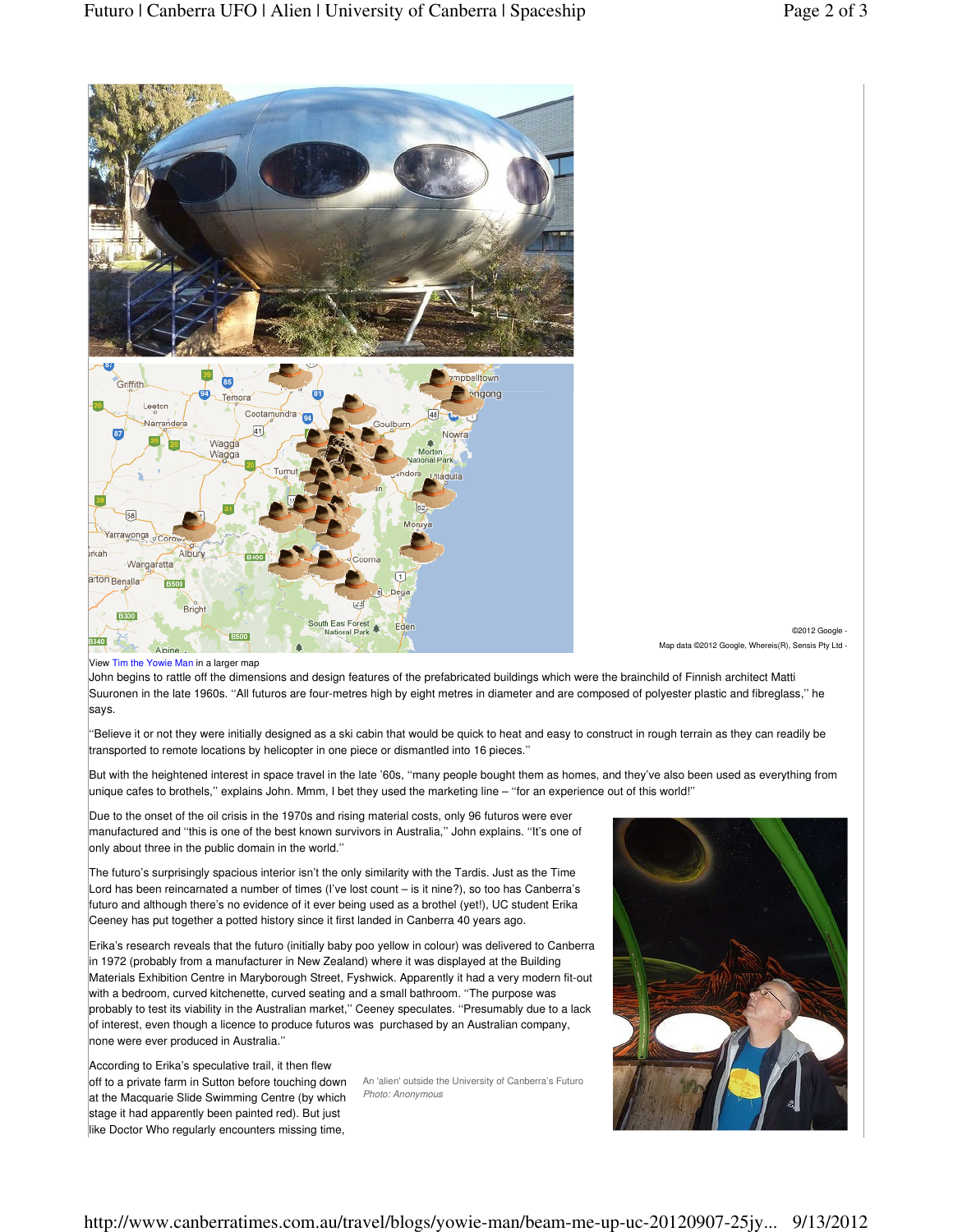©2012 Google -
Map data ©2012 Google, Whereis(R), Sensis Pty Ltd -

View Tim the Yowie Man in a larger map

John begins to rattle off the dimensions and design features of the prefabricated buildings which were the brainchild of Finnish architect Matti Suuronen in the late 1960s. ''All futuros are four-metres high by eight metres in diameter and are composed of polyester plastic and fibreglass,'' he says.

''Believe it or not they were initially designed as a ski cabin that would be quick to heat and easy to construct in rough terrain as they can readily be transported to remote locations by helicopter in one piece or dismantled into 16 pieces.''

But with the heightened interest in space travel in the late '60s, ''many people bought them as homes, and they've also been used as everything from unique cafes to brothels,'' explains John. Mmm, I bet they used the marketing line – ''for an experience out of this world!''

Due to the onset of the oil crisis in the 1970s and rising material costs, only 96 futuros were ever manufactured and ''this is one of the best known survivors in Australia,'' John explains. ''It's one of only about three in the public domain in the world.''

The futuro's surprisingly spacious interior isn't the only similarity with the Tardis. Just as the Time Lord has been reincarnated a number of times (I've lost count – is it nine?), so too has Canberra's futuro and although there's no evidence of it ever being used as a brothel (yet!), UC student Erika Ceeney has put together a potted history since it first landed in Canberra 40 years ago.

Erika's research reveals that the futuro (initially baby poo yellow in colour) was delivered to Canberra in 1972 (probably from a manufacturer in New Zealand) where it was displayed at the Building Materials Exhibition Centre in Maryborough Street, Fyshwick. Apparently it had a very modern fit-out with a bedroom, curved kitchenette, curved seating and a small bathroom. ''The purpose was probably to test its viability in the Australian market,'' Ceeney speculates. ''Presumably due to a lack of interest, even though a licence to produce futuros was purchased by an Australian company, none were ever produced in Australia.''

An 'alien' outside the University of Canberra's Futuro
*Photo: Anonymous*

According to Erika's speculative trail, it then flew off to a private farm in Sutton before touching down at the Macquarie Slide Swimming Centre (by which stage it had apparently been painted red). But just like Doctor Who regularly encounters missing time,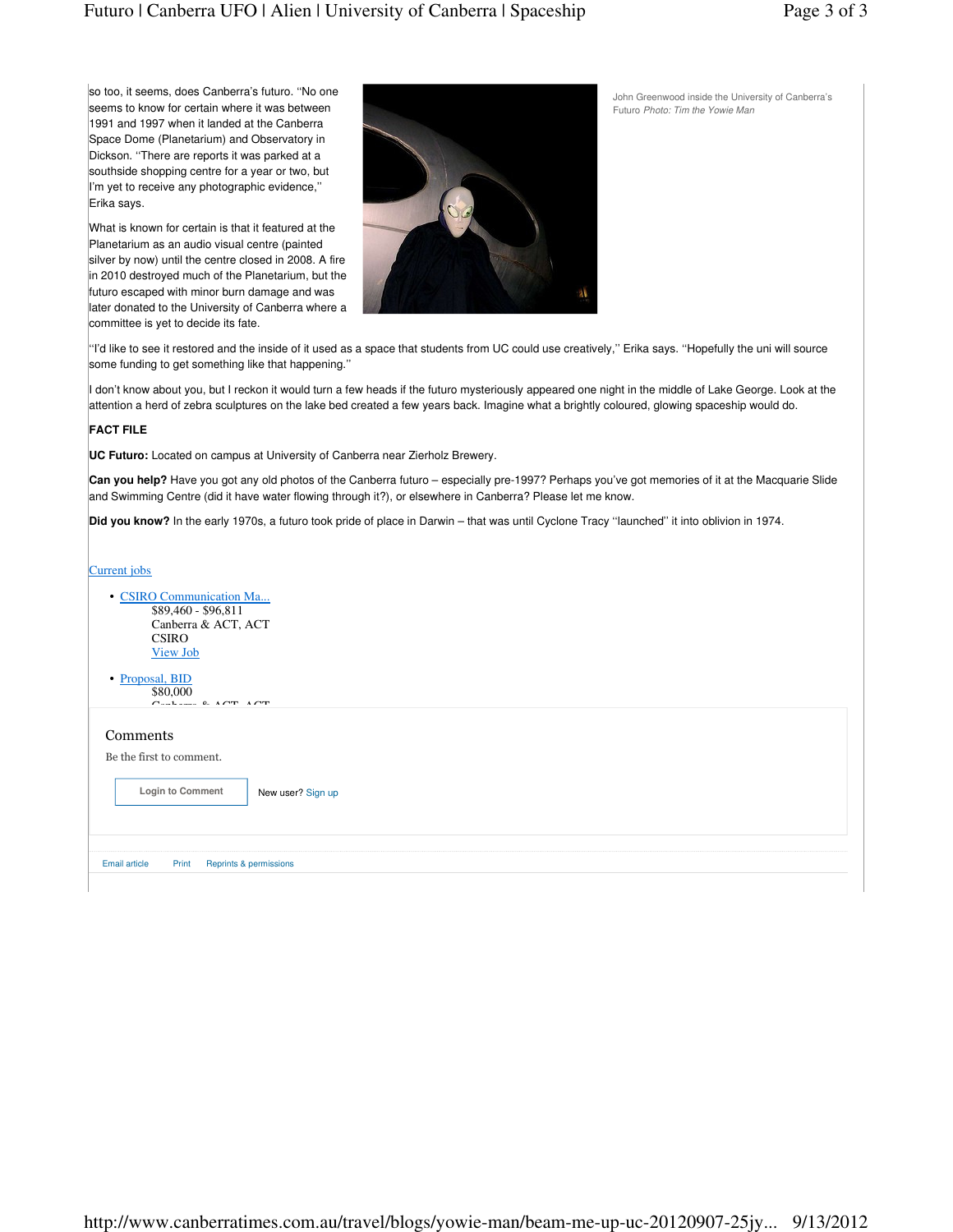so too, it seems, does Canberra's futuro. "No one seems to know for certain where it was between 1991 and 1997 when it landed at the Canberra Space Dome (Planetarium) and Observatory in Dickson. "There are reports it was parked at a southside shopping centre for a year or two, but I'm yet to receive any photographic evidence," Erika says.

What is known for certain is that it featured at the Planetarium as an audio visual centre (painted silver by now) until the centre closed in 2008. A fire in 2010 destroyed much of the Planetarium, but the futuro escaped with minor burn damage and was later donated to the University of Canberra where a committee is yet to decide its fate.

John Greenwood inside the University of Canberra's Futuro *Photo: Tim the Yowie Man*

"I'd like to see it restored and the inside of it used as a space that students from UC could use creatively," Erika says. "Hopefully the uni will source some funding to get something like that happening."

I don't know about you, but I reckon it would turn a few heads if the futuro mysteriously appeared one night in the middle of Lake George. Look at the attention a herd of zebra sculptures on the lake bed created a few years back. Imagine what a brightly coloured, glowing spaceship would do.

**FACT FILE**

**UC Futuro:** Located on campus at University of Canberra near Zierholz Brewery.

**Can you help?** Have you got any old photos of the Canberra futuro – especially pre-1997? Perhaps you've got memories of it at the Macquarie Slide and Swimming Centre (did it have water flowing through it?), or elsewhere in Canberra? Please let me know.

**Did you know?** In the early 1970s, a futuro took pride of place in Darwin – that was until Cyclone Tracy "launched" it into oblivion in 1974.

Current jobs

- CSIRO Communication Ma...
  $89,460 - $96,811
  Canberra & ACT, ACT
  CSIRO
  View Job
- Proposal, BID
  $80,000

Comments

Be the first to comment.

Login to Comment    New user? Sign up

Email article    Print    Reprints & permissions